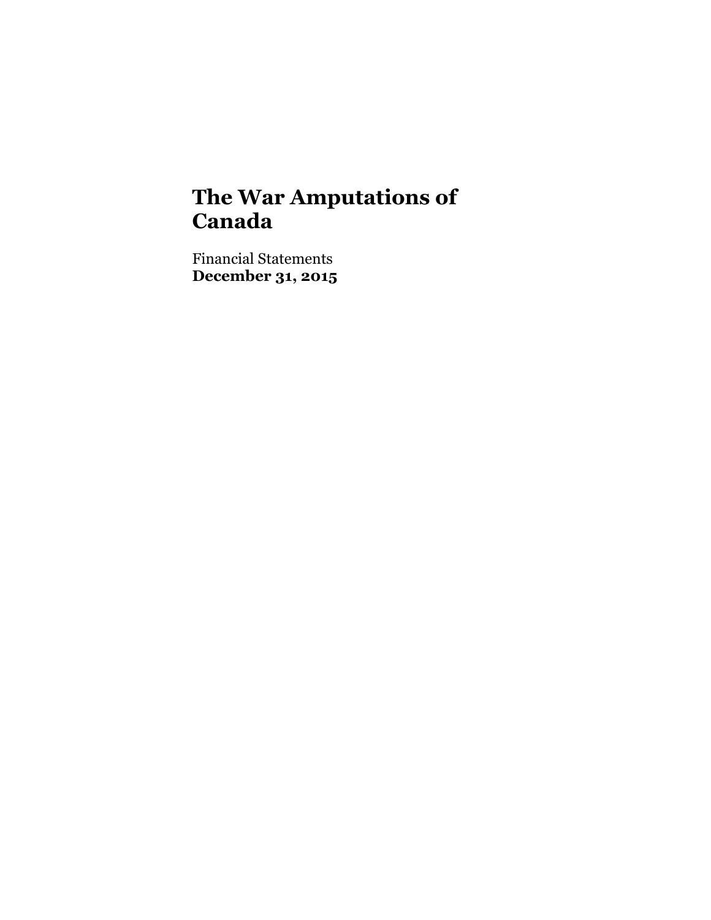# The War Amputations of Canada

Financial Statements
**December 31, 2015**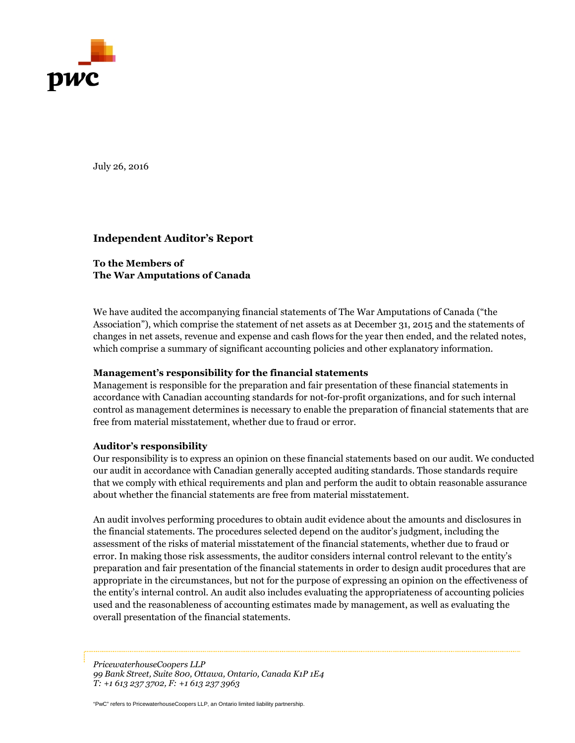July 26, 2016

## Independent Auditor's Report

**To the Members of**
**The War Amputations of Canada**

We have audited the accompanying financial statements of The War Amputations of Canada ("the Association"), which comprise the statement of net assets as at December 31, 2015 and the statements of changes in net assets, revenue and expense and cash flows for the year then ended, and the related notes, which comprise a summary of significant accounting policies and other explanatory information.

**Management's responsibility for the financial statements**
Management is responsible for the preparation and fair presentation of these financial statements in accordance with Canadian accounting standards for not-for-profit organizations, and for such internal control as management determines is necessary to enable the preparation of financial statements that are free from material misstatement, whether due to fraud or error.

**Auditor's responsibility**
Our responsibility is to express an opinion on these financial statements based on our audit. We conducted our audit in accordance with Canadian generally accepted auditing standards. Those standards require that we comply with ethical requirements and plan and perform the audit to obtain reasonable assurance about whether the financial statements are free from material misstatement.

An audit involves performing procedures to obtain audit evidence about the amounts and disclosures in the financial statements. The procedures selected depend on the auditor's judgment, including the assessment of the risks of material misstatement of the financial statements, whether due to fraud or error. In making those risk assessments, the auditor considers internal control relevant to the entity's preparation and fair presentation of the financial statements in order to design audit procedures that are appropriate in the circumstances, but not for the purpose of expressing an opinion on the effectiveness of the entity's internal control. An audit also includes evaluating the appropriateness of accounting policies used and the reasonableness of accounting estimates made by management, as well as evaluating the overall presentation of the financial statements.

*PricewaterhouseCoopers LLP*
*99 Bank Street, Suite 800, Ottawa, Ontario, Canada K1P 1E4*
*T: +1 613 237 3702, F: +1 613 237 3963*

"PwC" refers to PricewaterhouseCoopers LLP, an Ontario limited liability partnership.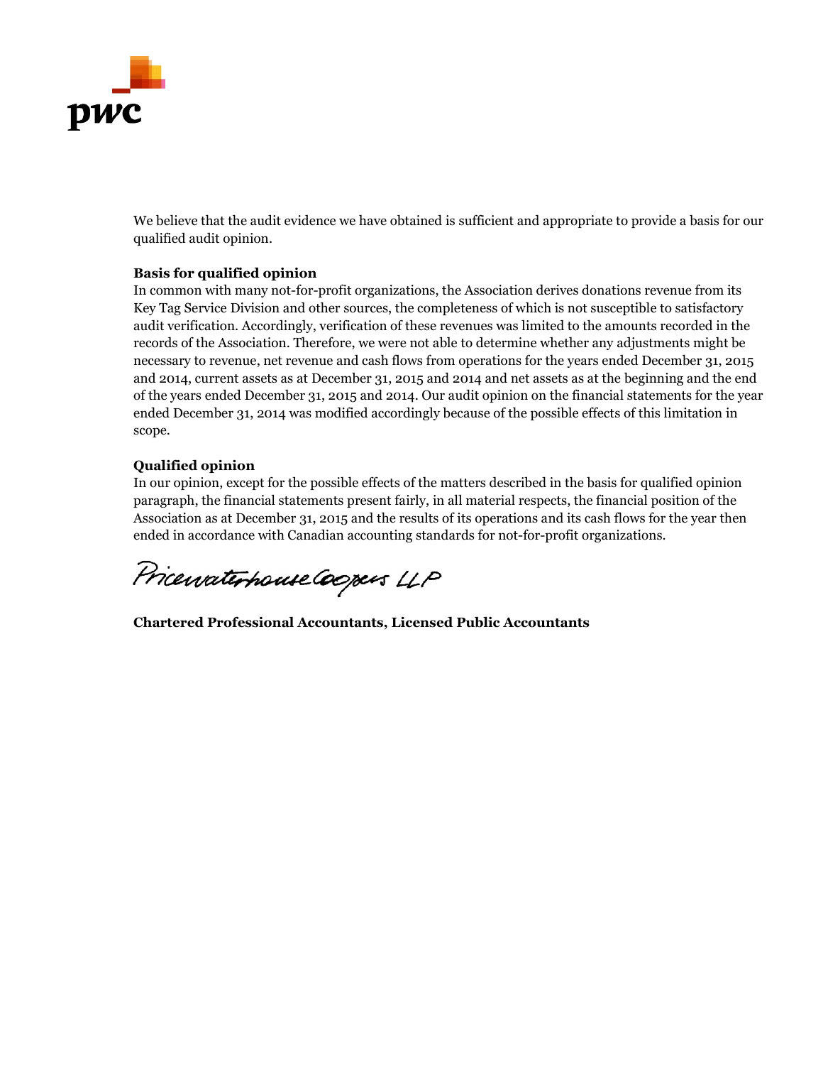We believe that the audit evidence we have obtained is sufficient and appropriate to provide a basis for our qualified audit opinion.

**Basis for qualified opinion**

In common with many not-for-profit organizations, the Association derives donations revenue from its Key Tag Service Division and other sources, the completeness of which is not susceptible to satisfactory audit verification. Accordingly, verification of these revenues was limited to the amounts recorded in the records of the Association. Therefore, we were not able to determine whether any adjustments might be necessary to revenue, net revenue and cash flows from operations for the years ended December 31, 2015 and 2014, current assets as at December 31, 2015 and 2014 and net assets as at the beginning and the end of the years ended December 31, 2015 and 2014. Our audit opinion on the financial statements for the year ended December 31, 2014 was modified accordingly because of the possible effects of this limitation in scope.

**Qualified opinion**

In our opinion, except for the possible effects of the matters described in the basis for qualified opinion paragraph, the financial statements present fairly, in all material respects, the financial position of the Association as at December 31, 2015 and the results of its operations and its cash flows for the year then ended in accordance with Canadian accounting standards for not-for-profit organizations.

PricewaterhouseCoopers LLP

**Chartered Professional Accountants, Licensed Public Accountants**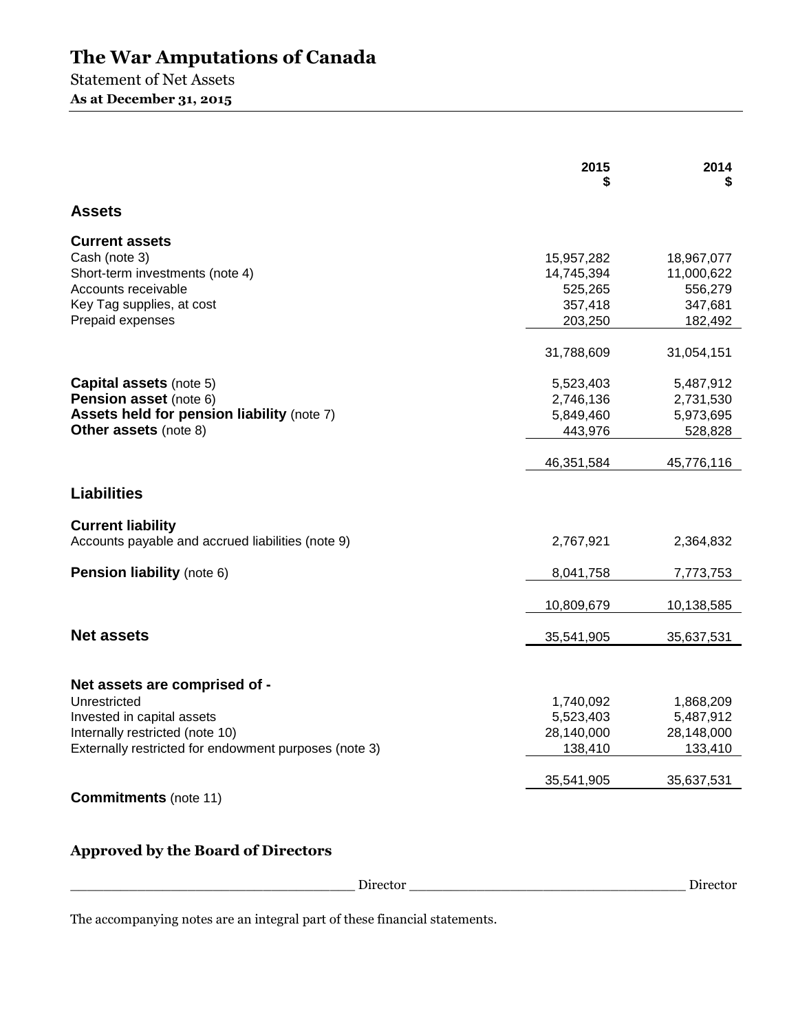# The War Amputations of Canada

Statement of Net Assets

**As at December 31, 2015**

| | 2015<br>$ | 2014<br>$ |
|---|---|---|
| **Assets** | | |
| **Current assets** | | |
| Cash (note 3) | 15,957,282 | 18,967,077 |
| Short-term investments (note 4) | 14,745,394 | 11,000,622 |
| Accounts receivable | 525,265 | 556,279 |
| Key Tag supplies, at cost | 357,418 | 347,681 |
| Prepaid expenses | 203,250 | 182,492 |
| | 31,788,609 | 31,054,151 |
| **Capital assets** (note 5) | 5,523,403 | 5,487,912 |
| **Pension asset** (note 6) | 2,746,136 | 2,731,530 |
| **Assets held for pension liability** (note 7) | 5,849,460 | 5,973,695 |
| **Other assets** (note 8) | 443,976 | 528,828 |
| | 46,351,584 | 45,776,116 |
| **Liabilities** | | |
| **Current liability** | | |
| Accounts payable and accrued liabilities (note 9) | 2,767,921 | 2,364,832 |
| **Pension liability** (note 6) | 8,041,758 | 7,773,753 |
| | 10,809,679 | 10,138,585 |
| **Net assets** | 35,541,905 | 35,637,531 |
| **Net assets are comprised of -** | | |
| Unrestricted | 1,740,092 | 1,868,209 |
| Invested in capital assets | 5,523,403 | 5,487,912 |
| Internally restricted (note 10) | 28,140,000 | 28,148,000 |
| Externally restricted for endowment purposes (note 3) | 138,410 | 133,410 |
| | 35,541,905 | 35,637,531 |

**Commitments** (note 11)

## Approved by the Board of Directors

___________________________________ Director ___________________________________ Director

The accompanying notes are an integral part of these financial statements.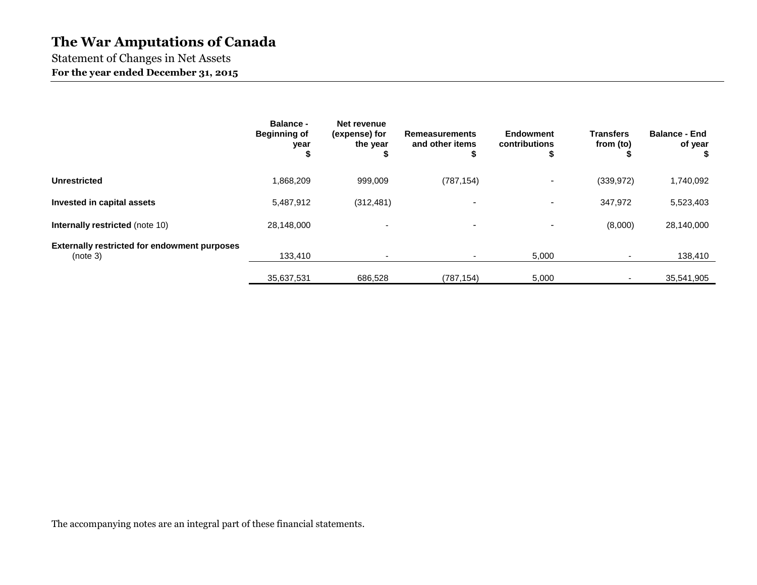# The War Amputations of Canada

Statement of Changes in Net Assets

**For the year ended December 31, 2015**

| | Balance - Beginning of year $ | Net revenue (expense) for the year $ | Remeasurements and other items $ | Endowment contributions $ | Transfers from (to) $ | Balance - End of year $ |
|---|---|---|---|---|---|---|
| **Unrestricted** | 1,868,209 | 999,009 | (787,154) | - | (339,972) | 1,740,092 |
| **Invested in capital assets** | 5,487,912 | (312,481) | - | - | 347,972 | 5,523,403 |
| **Internally restricted** (note 10) | 28,148,000 | - | - | - | (8,000) | 28,140,000 |
| **Externally restricted for endowment purposes** (note 3) | 133,410 | - | - | 5,000 | - | 138,410 |
| | 35,637,531 | 686,528 | (787,154) | 5,000 | - | 35,541,905 |

The accompanying notes are an integral part of these financial statements.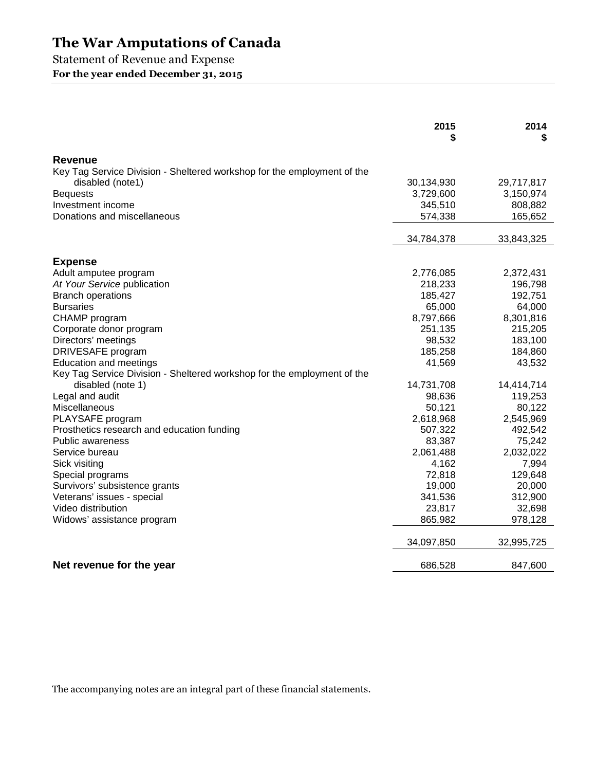# The War Amputations of Canada

Statement of Revenue and Expense

**For the year ended December 31, 2015**

| | 2015 $ | 2014 $ |
|---|---|---|
| **Revenue** | | |
| Key Tag Service Division - Sheltered workshop for the employment of the disabled (note1) | 30,134,930 | 29,717,817 |
| Bequests | 3,729,600 | 3,150,974 |
| Investment income | 345,510 | 808,882 |
| Donations and miscellaneous | 574,338 | 165,652 |
| | 34,784,378 | 33,843,325 |
| **Expense** | | |
| Adult amputee program | 2,776,085 | 2,372,431 |
| *At Your Service* publication | 218,233 | 196,798 |
| Branch operations | 185,427 | 192,751 |
| Bursaries | 65,000 | 64,000 |
| CHAMP program | 8,797,666 | 8,301,816 |
| Corporate donor program | 251,135 | 215,205 |
| Directors' meetings | 98,532 | 183,100 |
| DRIVESAFE program | 185,258 | 184,860 |
| Education and meetings | 41,569 | 43,532 |
| Key Tag Service Division - Sheltered workshop for the employment of the disabled (note 1) | 14,731,708 | 14,414,714 |
| Legal and audit | 98,636 | 119,253 |
| Miscellaneous | 50,121 | 80,122 |
| PLAYSAFE program | 2,618,968 | 2,545,969 |
| Prosthetics research and education funding | 507,322 | 492,542 |
| Public awareness | 83,387 | 75,242 |
| Service bureau | 2,061,488 | 2,032,022 |
| Sick visiting | 4,162 | 7,994 |
| Special programs | 72,818 | 129,648 |
| Survivors' subsistence grants | 19,000 | 20,000 |
| Veterans' issues - special | 341,536 | 312,900 |
| Video distribution | 23,817 | 32,698 |
| Widows' assistance program | 865,982 | 978,128 |
| | 34,097,850 | 32,995,725 |
| **Net revenue for the year** | 686,528 | 847,600 |

The accompanying notes are an integral part of these financial statements.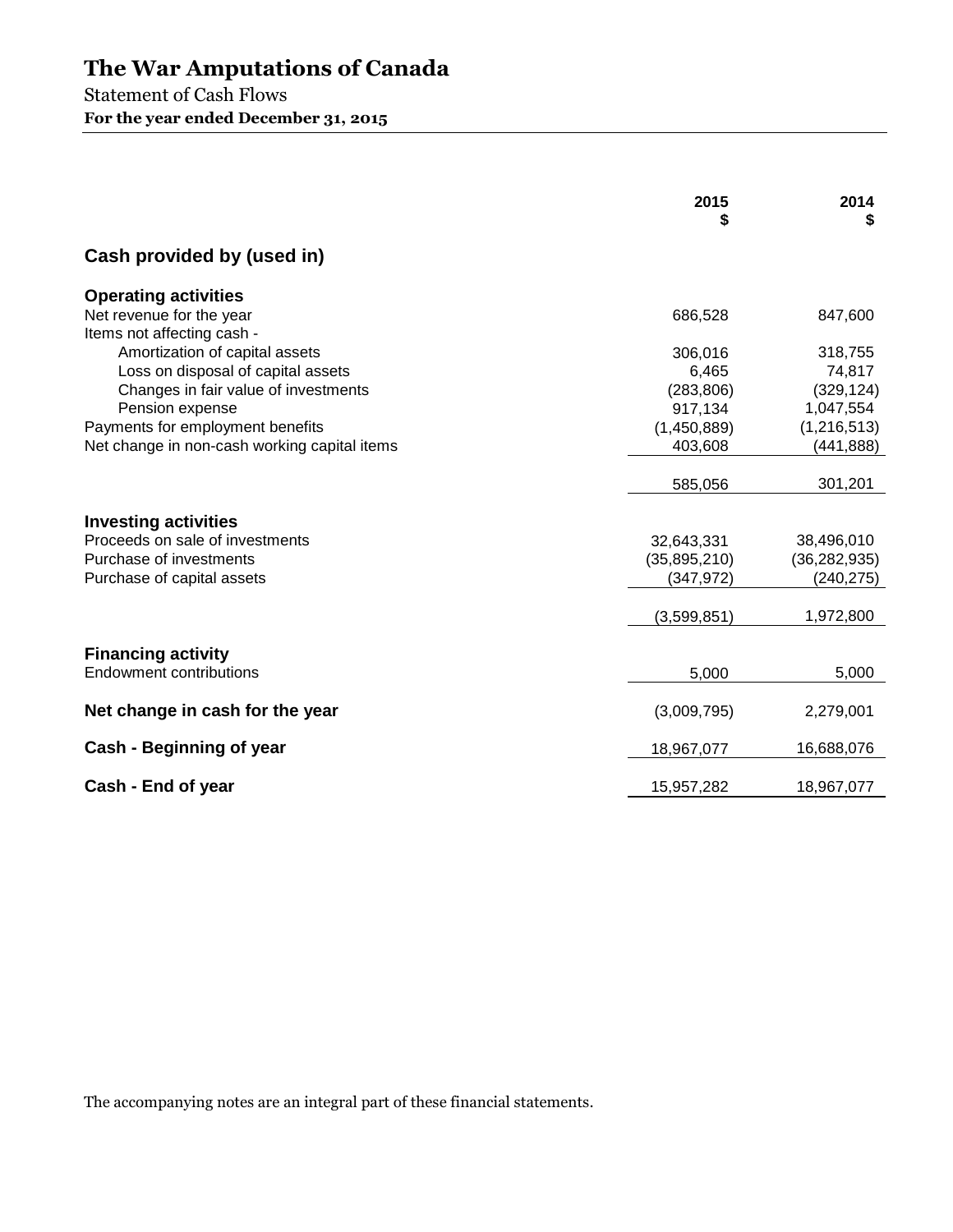# The War Amputations of Canada

Statement of Cash Flows

**For the year ended December 31, 2015**

| | 2015 $ | 2014 $ |
|---|---|---|
| **Cash provided by (used in)** | | |
| **Operating activities** | | |
| Net revenue for the year | 686,528 | 847,600 |
| Items not affecting cash - | | |
| Amortization of capital assets | 306,016 | 318,755 |
| Loss on disposal of capital assets | 6,465 | 74,817 |
| Changes in fair value of investments | (283,806) | (329,124) |
| Pension expense | 917,134 | 1,047,554 |
| Payments for employment benefits | (1,450,889) | (1,216,513) |
| Net change in non-cash working capital items | 403,608 | (441,888) |
| | 585,056 | 301,201 |
| **Investing activities** | | |
| Proceeds on sale of investments | 32,643,331 | 38,496,010 |
| Purchase of investments | (35,895,210) | (36,282,935) |
| Purchase of capital assets | (347,972) | (240,275) |
| | (3,599,851) | 1,972,800 |
| **Financing activity** | | |
| Endowment contributions | 5,000 | 5,000 |
| **Net change in cash for the year** | (3,009,795) | 2,279,001 |
| **Cash - Beginning of year** | 18,967,077 | 16,688,076 |
| **Cash - End of year** | 15,957,282 | 18,967,077 |

The accompanying notes are an integral part of these financial statements.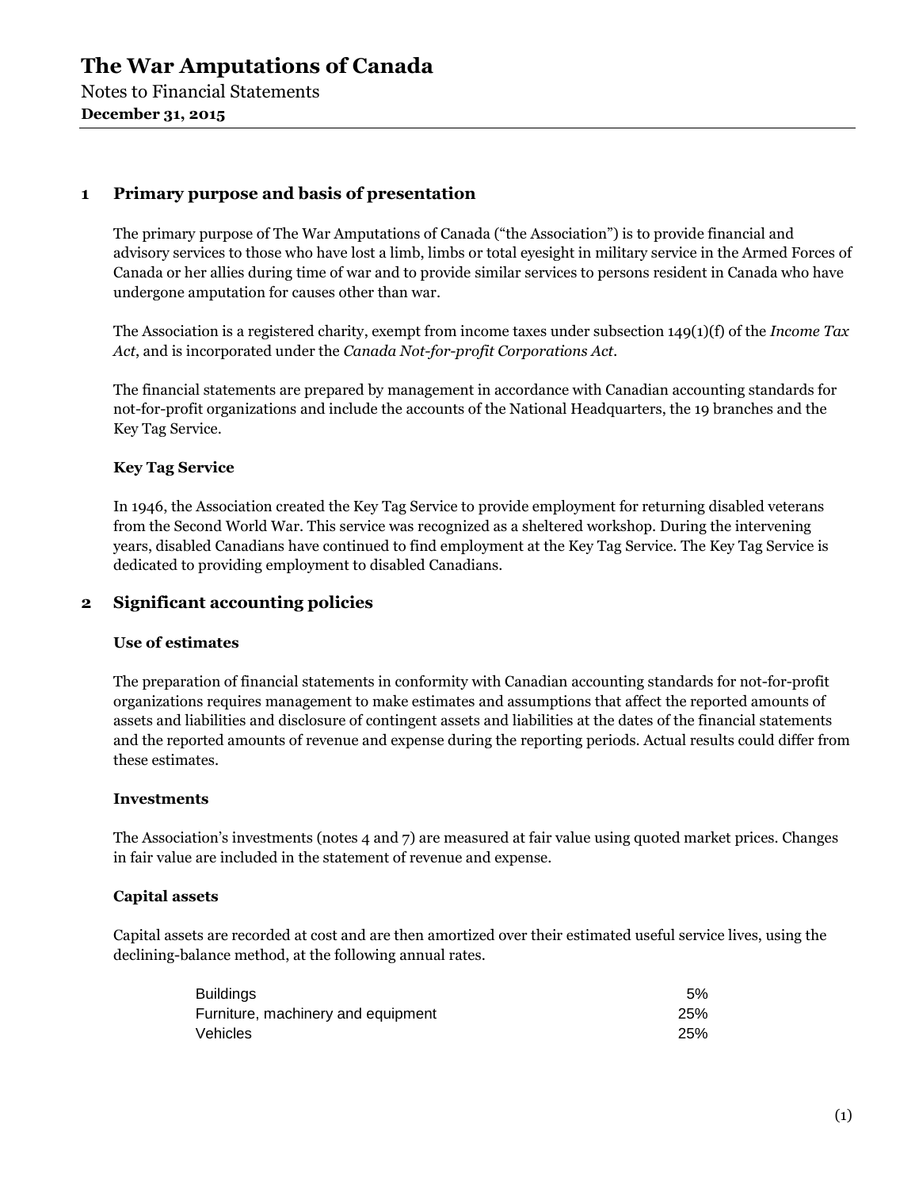# The War Amputations of Canada

Notes to Financial Statements

**December 31, 2015**

## 1 Primary purpose and basis of presentation

The primary purpose of The War Amputations of Canada ("the Association") is to provide financial and advisory services to those who have lost a limb, limbs or total eyesight in military service in the Armed Forces of Canada or her allies during time of war and to provide similar services to persons resident in Canada who have undergone amputation for causes other than war.

The Association is a registered charity, exempt from income taxes under subsection 149(1)(f) of the *Income Tax Act*, and is incorporated under the *Canada Not-for-profit Corporations Act*.

The financial statements are prepared by management in accordance with Canadian accounting standards for not-for-profit organizations and include the accounts of the National Headquarters, the 19 branches and the Key Tag Service.

### Key Tag Service

In 1946, the Association created the Key Tag Service to provide employment for returning disabled veterans from the Second World War. This service was recognized as a sheltered workshop. During the intervening years, disabled Canadians have continued to find employment at the Key Tag Service. The Key Tag Service is dedicated to providing employment to disabled Canadians.

## 2 Significant accounting policies

### Use of estimates

The preparation of financial statements in conformity with Canadian accounting standards for not-for-profit organizations requires management to make estimates and assumptions that affect the reported amounts of assets and liabilities and disclosure of contingent assets and liabilities at the dates of the financial statements and the reported amounts of revenue and expense during the reporting periods. Actual results could differ from these estimates.

### Investments

The Association's investments (notes 4 and 7) are measured at fair value using quoted market prices. Changes in fair value are included in the statement of revenue and expense.

### Capital assets

Capital assets are recorded at cost and are then amortized over their estimated useful service lives, using the declining-balance method, at the following annual rates.

| | |
|---|---|
| Buildings | 5% |
| Furniture, machinery and equipment | 25% |
| Vehicles | 25% |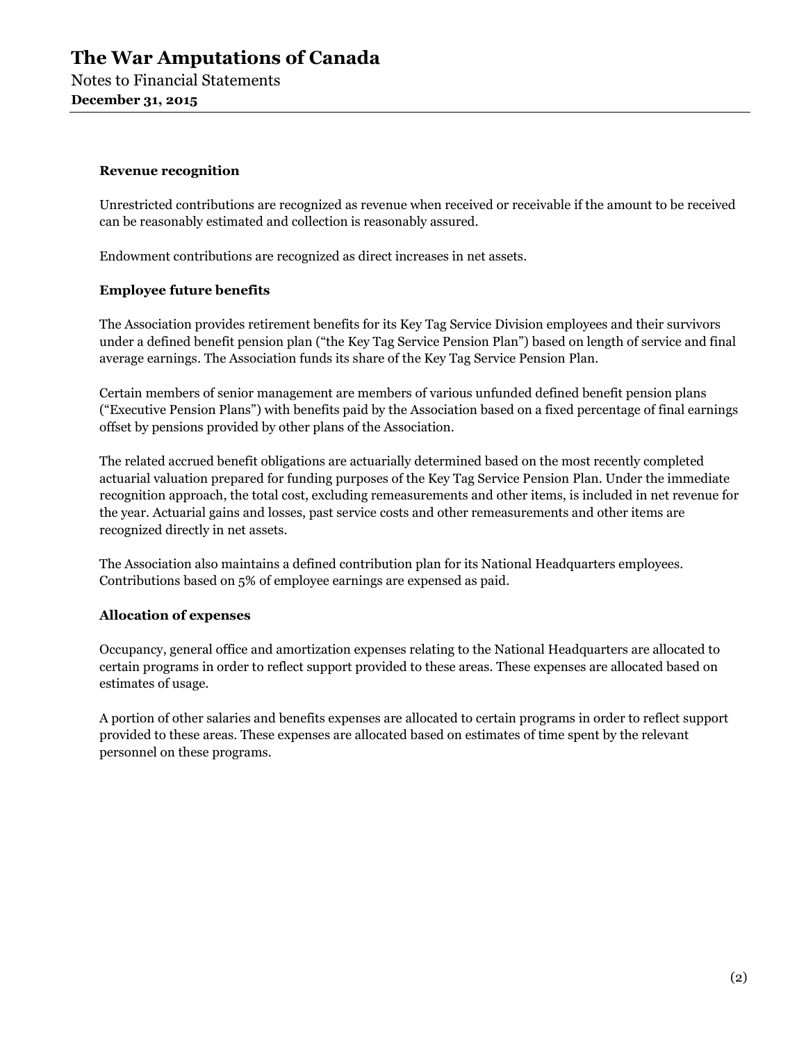### Revenue recognition

Unrestricted contributions are recognized as revenue when received or receivable if the amount to be received can be reasonably estimated and collection is reasonably assured.

Endowment contributions are recognized as direct increases in net assets.

### Employee future benefits

The Association provides retirement benefits for its Key Tag Service Division employees and their survivors under a defined benefit pension plan ("the Key Tag Service Pension Plan") based on length of service and final average earnings. The Association funds its share of the Key Tag Service Pension Plan.

Certain members of senior management are members of various unfunded defined benefit pension plans ("Executive Pension Plans") with benefits paid by the Association based on a fixed percentage of final earnings offset by pensions provided by other plans of the Association.

The related accrued benefit obligations are actuarially determined based on the most recently completed actuarial valuation prepared for funding purposes of the Key Tag Service Pension Plan. Under the immediate recognition approach, the total cost, excluding remeasurements and other items, is included in net revenue for the year. Actuarial gains and losses, past service costs and other remeasurements and other items are recognized directly in net assets.

The Association also maintains a defined contribution plan for its National Headquarters employees. Contributions based on 5% of employee earnings are expensed as paid.

### Allocation of expenses

Occupancy, general office and amortization expenses relating to the National Headquarters are allocated to certain programs in order to reflect support provided to these areas. These expenses are allocated based on estimates of usage.

A portion of other salaries and benefits expenses are allocated to certain programs in order to reflect support provided to these areas. These expenses are allocated based on estimates of time spent by the relevant personnel on these programs.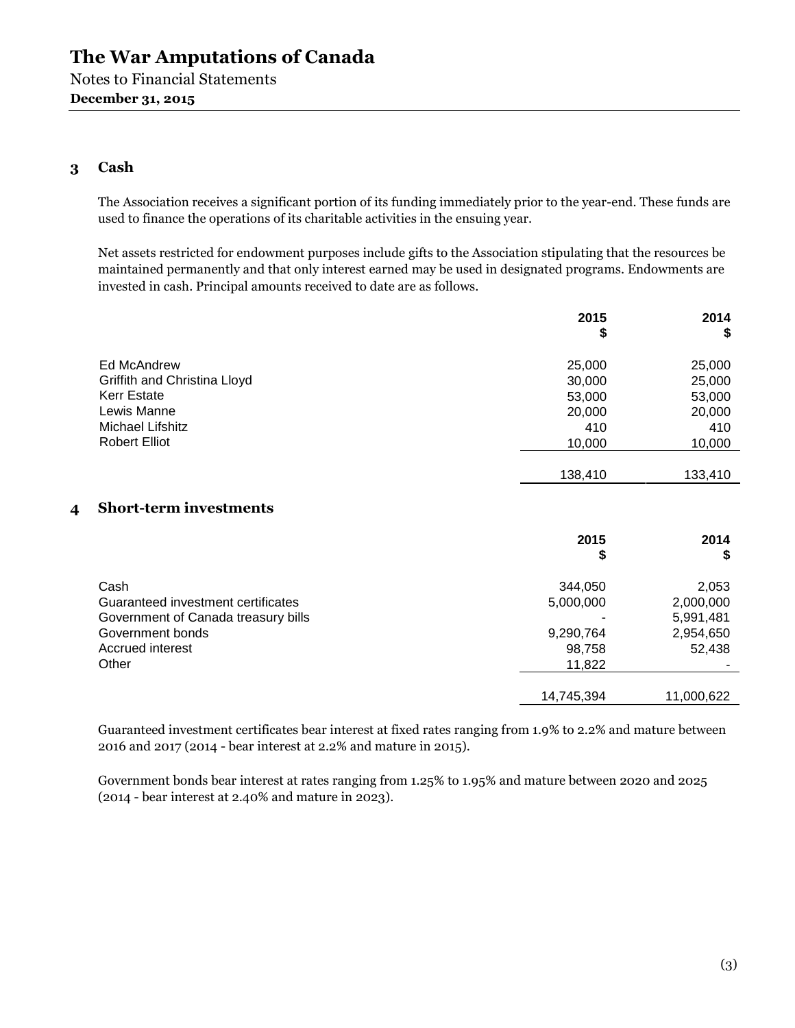## 3 Cash

The Association receives a significant portion of its funding immediately prior to the year-end. These funds are used to finance the operations of its charitable activities in the ensuing year.

Net assets restricted for endowment purposes include gifts to the Association stipulating that the resources be maintained permanently and that only interest earned may be used in designated programs. Endowments are invested in cash. Principal amounts received to date are as follows.

| | 2015 $ | 2014 $ |
|---|---:|---:|
| Ed McAndrew | 25,000 | 25,000 |
| Griffith and Christina Lloyd | 30,000 | 25,000 |
| Kerr Estate | 53,000 | 53,000 |
| Lewis Manne | 20,000 | 20,000 |
| Michael Lifshitz | 410 | 410 |
| Robert Elliot | 10,000 | 10,000 |
| | 138,410 | 133,410 |

## 4 Short-term investments

| | 2015 $ | 2014 $ |
|---|---:|---:|
| Cash | 344,050 | 2,053 |
| Guaranteed investment certificates | 5,000,000 | 2,000,000 |
| Government of Canada treasury bills | - | 5,991,481 |
| Government bonds | 9,290,764 | 2,954,650 |
| Accrued interest | 98,758 | 52,438 |
| Other | 11,822 | - |
| | 14,745,394 | 11,000,622 |

Guaranteed investment certificates bear interest at fixed rates ranging from 1.9% to 2.2% and mature between 2016 and 2017 (2014 - bear interest at 2.2% and mature in 2015).

Government bonds bear interest at rates ranging from 1.25% to 1.95% and mature between 2020 and 2025 (2014 - bear interest at 2.40% and mature in 2023).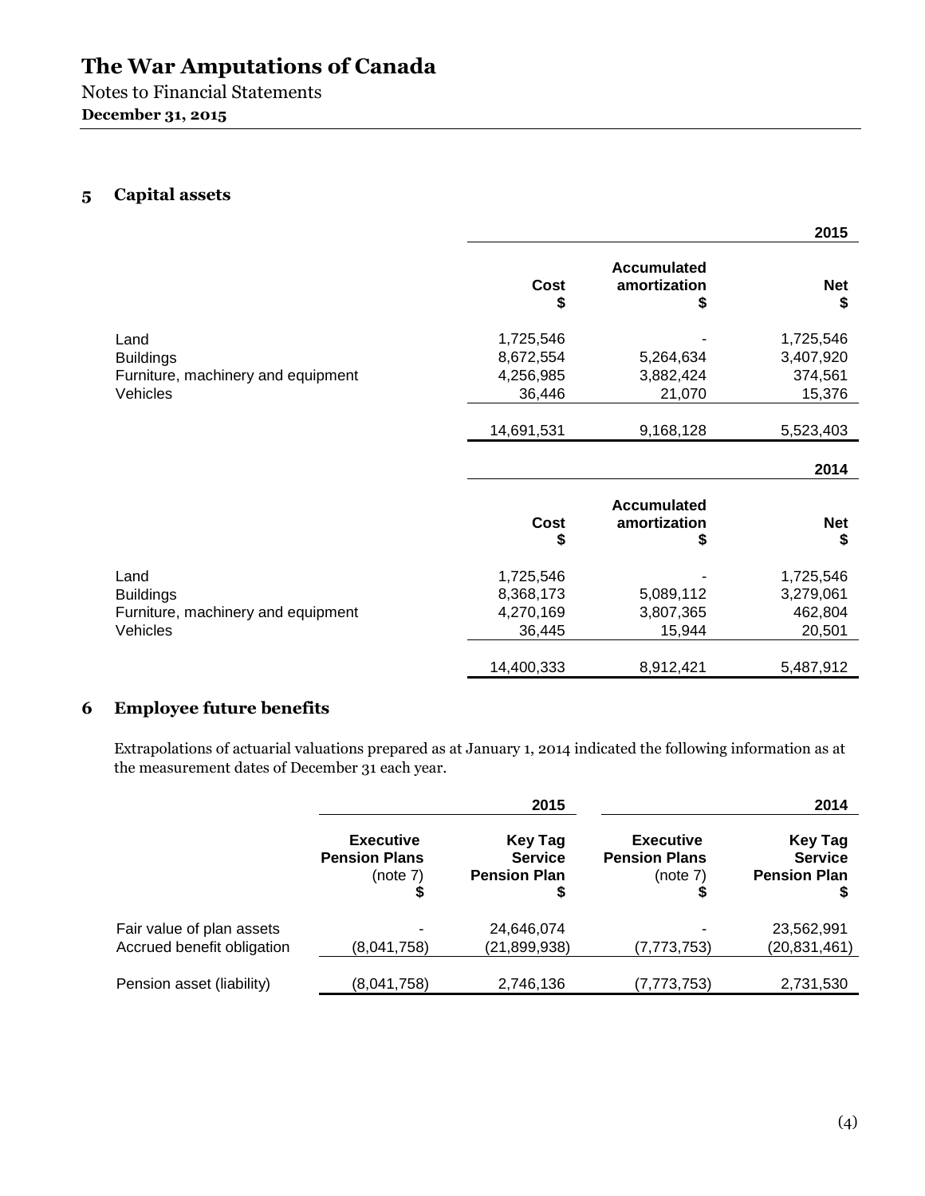## 5 Capital assets

| | | | 2015 |
|---|---|---|---|
| | Cost<br>$ | Accumulated amortization<br>$ | Net<br>$ |
| Land | 1,725,546 | - | 1,725,546 |
| Buildings | 8,672,554 | 5,264,634 | 3,407,920 |
| Furniture, machinery and equipment | 4,256,985 | 3,882,424 | 374,561 |
| Vehicles | 36,446 | 21,070 | 15,376 |
| | 14,691,531 | 9,168,128 | 5,523,403 |

| | | | 2014 |
|---|---|---|---|
| | Cost<br>$ | Accumulated amortization<br>$ | Net<br>$ |
| Land | 1,725,546 | - | 1,725,546 |
| Buildings | 8,368,173 | 5,089,112 | 3,279,061 |
| Furniture, machinery and equipment | 4,270,169 | 3,807,365 | 462,804 |
| Vehicles | 36,445 | 15,944 | 20,501 |
| | 14,400,333 | 8,912,421 | 5,487,912 |

## 6 Employee future benefits

Extrapolations of actuarial valuations prepared as at January 1, 2014 indicated the following information as at the measurement dates of December 31 each year.

| | | 2015 | | 2014 |
|---|---|---|---|---|
| | Executive Pension Plans (note 7)<br>$ | Key Tag Service Pension Plan<br>$ | Executive Pension Plans (note 7)<br>$ | Key Tag Service Pension Plan<br>$ |
| Fair value of plan assets | - | 24,646,074 | - | 23,562,991 |
| Accrued benefit obligation | (8,041,758) | (21,899,938) | (7,773,753) | (20,831,461) |
| Pension asset (liability) | (8,041,758) | 2,746,136 | (7,773,753) | 2,731,530 |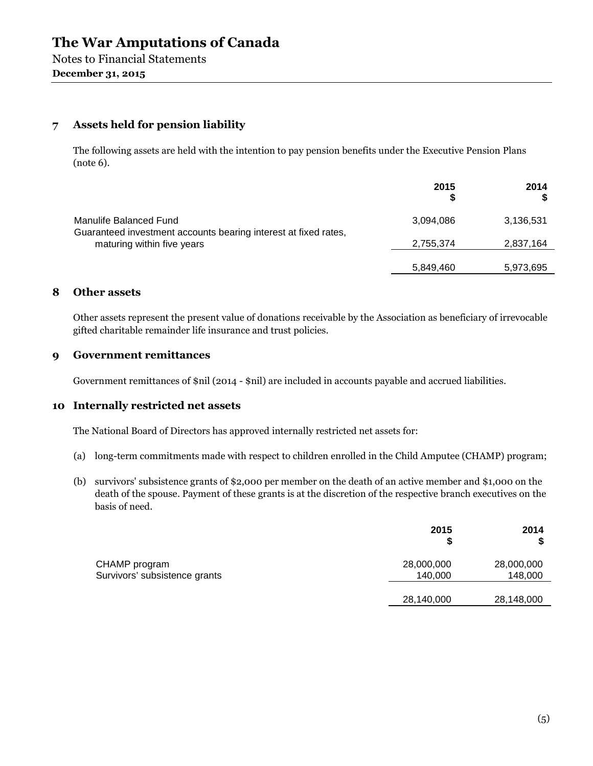# The War Amputations of Canada

Notes to Financial Statements

**December 31, 2015**

## 7 Assets held for pension liability

The following assets are held with the intention to pay pension benefits under the Executive Pension Plans (note 6).

| | 2015 $ | 2014 $ |
|---|---|---|
| Manulife Balanced Fund | 3,094,086 | 3,136,531 |
| Guaranteed investment accounts bearing interest at fixed rates, maturing within five years | 2,755,374 | 2,837,164 |
| | 5,849,460 | 5,973,695 |

## 8 Other assets

Other assets represent the present value of donations receivable by the Association as beneficiary of irrevocable gifted charitable remainder life insurance and trust policies.

## 9 Government remittances

Government remittances of $nil (2014 - $nil) are included in accounts payable and accrued liabilities.

## 10 Internally restricted net assets

The National Board of Directors has approved internally restricted net assets for:

(a) long-term commitments made with respect to children enrolled in the Child Amputee (CHAMP) program;

(b) survivors' subsistence grants of $2,000 per member on the death of an active member and $1,000 on the death of the spouse. Payment of these grants is at the discretion of the respective branch executives on the basis of need.

| | 2015 $ | 2014 $ |
|---|---|---|
| CHAMP program | 28,000,000 | 28,000,000 |
| Survivors' subsistence grants | 140,000 | 148,000 |
| | 28,140,000 | 28,148,000 |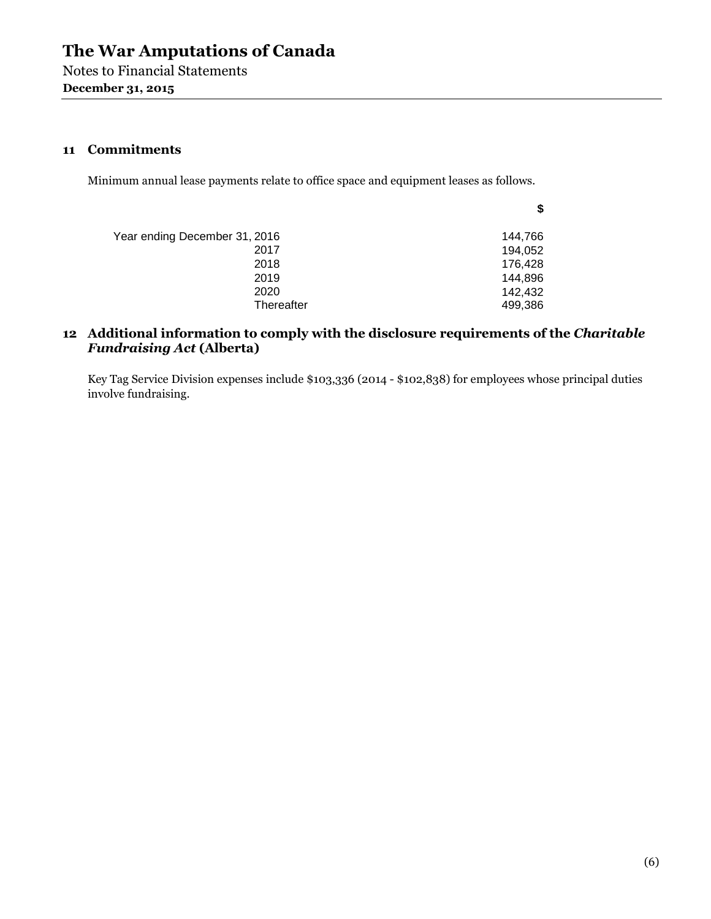## 11 Commitments

Minimum annual lease payments relate to office space and equipment leases as follows.

| | $ |
|---|---|
| Year ending December 31, 2016 | 144,766 |
| 2017 | 194,052 |
| 2018 | 176,428 |
| 2019 | 144,896 |
| 2020 | 142,432 |
| Thereafter | 499,386 |

## 12 Additional information to comply with the disclosure requirements of the *Charitable Fundraising Act* (Alberta)

Key Tag Service Division expenses include $103,336 (2014 - $102,838) for employees whose principal duties involve fundraising.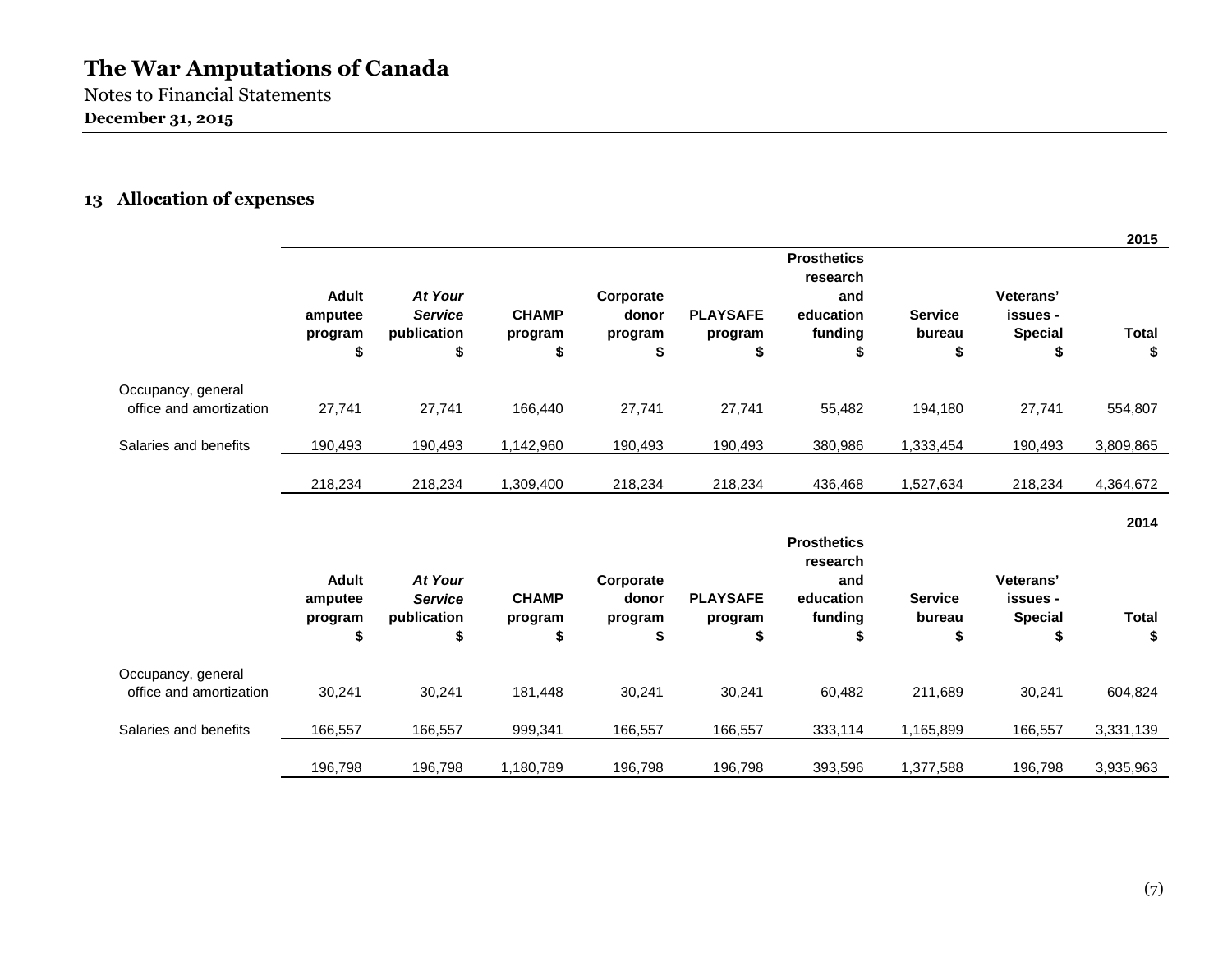# The War Amputations of Canada

Notes to Financial Statements

**December 31, 2015**

## 13 Allocation of expenses

**2015**

| | Adult amputee program $ | *At Your Service* publication $ | CHAMP program $ | Corporate donor program $ | PLAYSAFE program $ | Prosthetics research and education funding $ | Service bureau $ | Veterans' issues - Special $ | Total $ |
|---|---|---|---|---|---|---|---|---|---|
| Occupancy, general office and amortization | 27,741 | 27,741 | 166,440 | 27,741 | 27,741 | 55,482 | 194,180 | 27,741 | 554,807 |
| Salaries and benefits | 190,493 | 190,493 | 1,142,960 | 190,493 | 190,493 | 380,986 | 1,333,454 | 190,493 | 3,809,865 |
| | 218,234 | 218,234 | 1,309,400 | 218,234 | 218,234 | 436,468 | 1,527,634 | 218,234 | 4,364,672 |

**2014**

| | Adult amputee program $ | *At Your Service* publication $ | CHAMP program $ | Corporate donor program $ | PLAYSAFE program $ | Prosthetics research and education funding $ | Service bureau $ | Veterans' issues - Special $ | Total $ |
|---|---|---|---|---|---|---|---|---|---|
| Occupancy, general office and amortization | 30,241 | 30,241 | 181,448 | 30,241 | 30,241 | 60,482 | 211,689 | 30,241 | 604,824 |
| Salaries and benefits | 166,557 | 166,557 | 999,341 | 166,557 | 166,557 | 333,114 | 1,165,899 | 166,557 | 3,331,139 |
| | 196,798 | 196,798 | 1,180,789 | 196,798 | 196,798 | 393,596 | 1,377,588 | 196,798 | 3,935,963 |